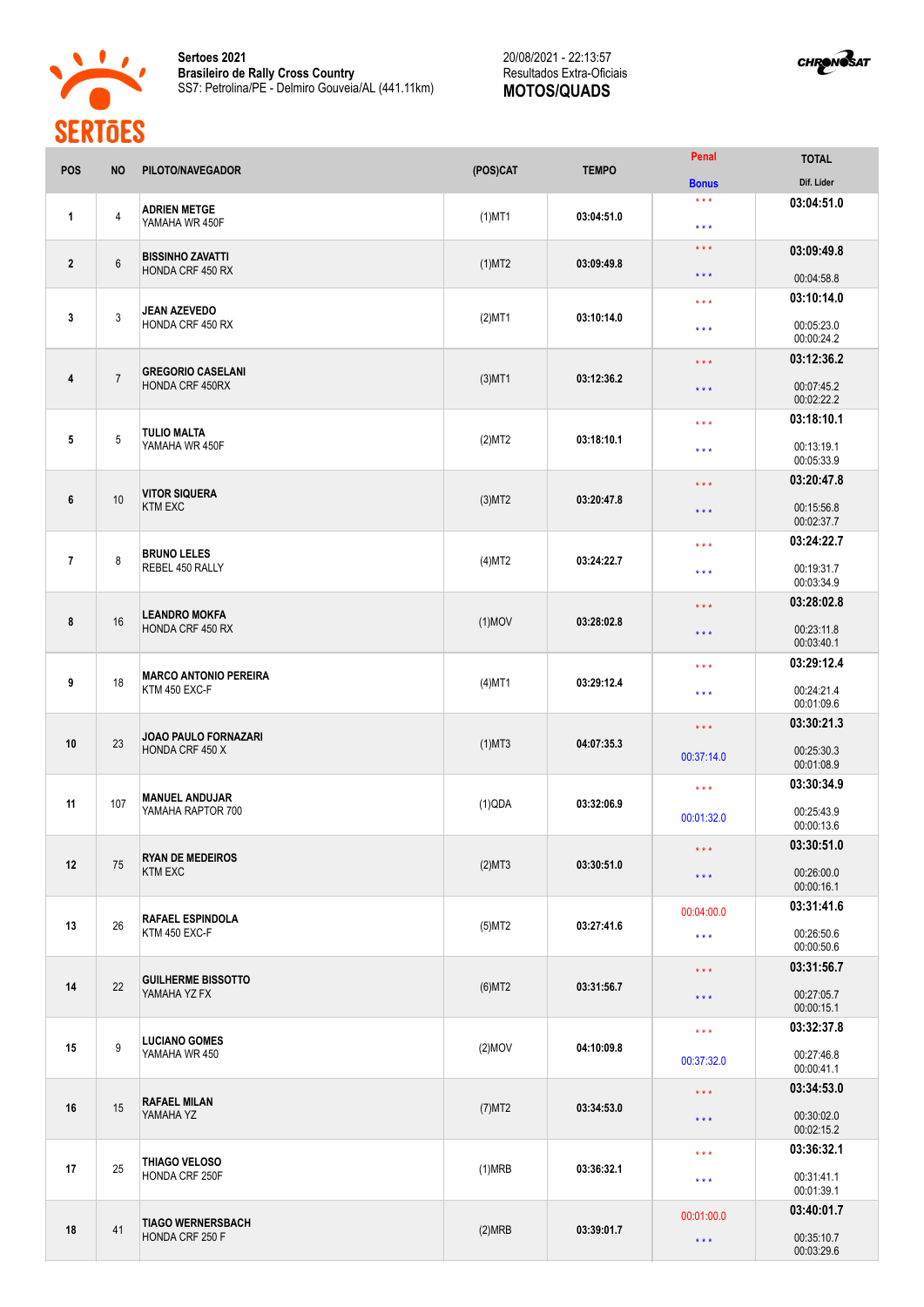**Sertoes 2021**
**Brasileiro de Rally Cross Country**
SS7: Petrolina/PE - Delmiro Gouveia/AL (441.11km)

20/08/2021 - 22:13:57
Resultados Extra-Oficiais
**MOTOS/QUADS**

| POS | NO | PILOTO/NAVEGADOR | (POS)CAT | TEMPO | Penal / Bonus | TOTAL / Dif. Lider |
|---|---|---|---|---|---|---|
| 1 | 4 | **ADRIEN METGE** YAMAHA WR 450F | (1)MT1 | 03:04:51.0 | * * * / * * * | **03:04:51.0** |
| 2 | 6 | **BISSINHO ZAVATTI** HONDA CRF 450 RX | (1)MT2 | 03:09:49.8 | * * * / * * * | **03:09:49.8** 00:04:58.8 |
| 3 | 3 | **JEAN AZEVEDO** HONDA CRF 450 RX | (2)MT1 | 03:10:14.0 | * * * / * * * | **03:10:14.0** 00:05:23.0 00:00:24.2 |
| 4 | 7 | **GREGORIO CASELANI** HONDA CRF 450RX | (3)MT1 | 03:12:36.2 | * * * / * * * | **03:12:36.2** 00:07:45.2 00:02:22.2 |
| 5 | 5 | **TULIO MALTA** YAMAHA WR 450F | (2)MT2 | 03:18:10.1 | * * * / * * * | **03:18:10.1** 00:13:19.1 00:05:33.9 |
| 6 | 10 | **VITOR SIQUERA** KTM EXC | (3)MT2 | 03:20:47.8 | * * * / * * * | **03:20:47.8** 00:15:56.8 00:02:37.7 |
| 7 | 8 | **BRUNO LELES** REBEL 450 RALLY | (4)MT2 | 03:24:22.7 | * * * / * * * | **03:24:22.7** 00:19:31.7 00:03:34.9 |
| 8 | 16 | **LEANDRO MOKFA** HONDA CRF 450 RX | (1)MOV | 03:28:02.8 | * * * / * * * | **03:28:02.8** 00:23:11.8 00:03:40.1 |
| 9 | 18 | **MARCO ANTONIO PEREIRA** KTM 450 EXC-F | (4)MT1 | 03:29:12.4 | * * * / * * * | **03:29:12.4** 00:24:21.4 00:01:09.6 |
| 10 | 23 | **JOAO PAULO FORNAZARI** HONDA CRF 450 X | (1)MT3 | 04:07:35.3 | * * * / 00:37:14.0 | **03:30:21.3** 00:25:30.3 00:01:08.9 |
| 11 | 107 | **MANUEL ANDUJAR** YAMAHA RAPTOR 700 | (1)QDA | 03:32:06.9 | * * * / 00:01:32.0 | **03:30:34.9** 00:25:43.9 00:00:13.6 |
| 12 | 75 | **RYAN DE MEDEIROS** KTM EXC | (2)MT3 | 03:30:51.0 | * * * / * * * | **03:30:51.0** 00:26:00.0 00:00:16.1 |
| 13 | 26 | **RAFAEL ESPINDOLA** KTM 450 EXC-F | (5)MT2 | 03:27:41.6 | 00:04:00.0 / * * * | **03:31:41.6** 00:26:50.6 00:00:50.6 |
| 14 | 22 | **GUILHERME BISSOTTO** YAMAHA YZ FX | (6)MT2 | 03:31:56.7 | * * * / * * * | **03:31:56.7** 00:27:05.7 00:00:15.1 |
| 15 | 9 | **LUCIANO GOMES** YAMAHA WR 450 | (2)MOV | 04:10:09.8 | * * * / 00:37:32.0 | **03:32:37.8** 00:27:46.8 00:00:41.1 |
| 16 | 15 | **RAFAEL MILAN** YAMAHA YZ | (7)MT2 | 03:34:53.0 | * * * / * * * | **03:34:53.0** 00:30:02.0 00:02:15.2 |
| 17 | 25 | **THIAGO VELOSO** HONDA CRF 250F | (1)MRB | 03:36:32.1 | * * * / * * * | **03:36:32.1** 00:31:41.1 00:01:39.1 |
| 18 | 41 | **TIAGO WERNERSBACH** HONDA CRF 250 F | (2)MRB | 03:39:01.7 | 00:01:00.0 / * * * | **03:40:01.7** 00:35:10.7 00:03:29.6 |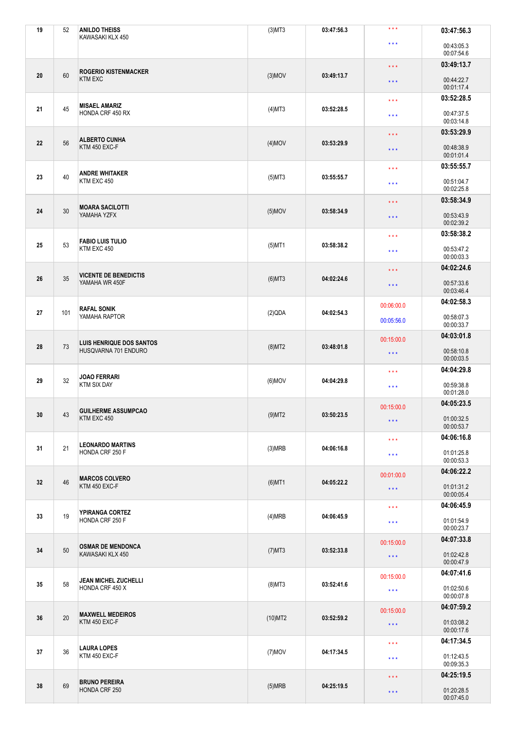| | | | | | | |
|---|---|---|---|---|---|---|
| 19 | 52 | **ANILDO THEISS**<br>KAWASAKI KLX 450 | (3)MT3 | 03:47:56.3 | * * *<br>* * * | **03:47:56.3**<br>00:43:05.3<br>00:07:54.6 |
| 20 | 60 | **ROGERIO KISTENMACKER**<br>KTM EXC | (3)MOV | 03:49:13.7 | * * *<br>* * * | **03:49:13.7**<br>00:44:22.7<br>00:01:17.4 |
| 21 | 45 | **MISAEL AMARIZ**<br>HONDA CRF 450 RX | (4)MT3 | 03:52:28.5 | * * *<br>* * * | **03:52:28.5**<br>00:47:37.5<br>00:03:14.8 |
| 22 | 56 | **ALBERTO CUNHA**<br>KTM 450 EXC-F | (4)MOV | 03:53:29.9 | * * *<br>* * * | **03:53:29.9**<br>00:48:38.9<br>00:01:01.4 |
| 23 | 40 | **ANDRE WHITAKER**<br>KTM EXC 450 | (5)MT3 | 03:55:55.7 | * * *<br>* * * | **03:55:55.7**<br>00:51:04.7<br>00:02:25.8 |
| 24 | 30 | **MOARA SACILOTTI**<br>YAMAHA YZFX | (5)MOV | 03:58:34.9 | * * *<br>* * * | **03:58:34.9**<br>00:53:43.9<br>00:02:39.2 |
| 25 | 53 | **FABIO LUIS TULIO**<br>KTM EXC 450 | (5)MT1 | 03:58:38.2 | * * *<br>* * * | **03:58:38.2**<br>00:53:47.2<br>00:00:03.3 |
| 26 | 35 | **VICENTE DE BENEDICTIS**<br>YAMAHA WR 450F | (6)MT3 | 04:02:24.6 | * * *<br>* * * | **04:02:24.6**<br>00:57:33.6<br>00:03:46.4 |
| 27 | 101 | **RAFAL SONIK**<br>YAMAHA RAPTOR | (2)QDA | 04:02:54.3 | 00:06:00.0<br>00:05:56.0 | **04:02:58.3**<br>00:58:07.3<br>00:00:33.7 |
| 28 | 73 | **LUIS HENRIQUE DOS SANTOS**<br>HUSQVARNA 701 ENDURO | (8)MT2 | 03:48:01.8 | 00:15:00.0<br>* * * | **04:03:01.8**<br>00:58:10.8<br>00:00:03.5 |
| 29 | 32 | **JOAO FERRARI**<br>KTM SIX DAY | (6)MOV | 04:04:29.8 | * * *<br>* * * | **04:04:29.8**<br>00:59:38.8<br>00:01:28.0 |
| 30 | 43 | **GUILHERME ASSUMPCAO**<br>KTM EXC 450 | (9)MT2 | 03:50:23.5 | 00:15:00.0<br>* * * | **04:05:23.5**<br>01:00:32.5<br>00:00:53.7 |
| 31 | 21 | **LEONARDO MARTINS**<br>HONDA CRF 250 F | (3)MRB | 04:06:16.8 | * * *<br>* * * | **04:06:16.8**<br>01:01:25.8<br>00:00:53.3 |
| 32 | 46 | **MARCOS COLVERO**<br>KTM 450 EXC-F | (6)MT1 | 04:05:22.2 | 00:01:00.0<br>* * * | **04:06:22.2**<br>01:01:31.2<br>00:00:05.4 |
| 33 | 19 | **YPIRANGA CORTEZ**<br>HONDA CRF 250 F | (4)MRB | 04:06:45.9 | * * *<br>* * * | **04:06:45.9**<br>01:01:54.9<br>00:00:23.7 |
| 34 | 50 | **OSMAR DE MENDONCA**<br>KAWASAKI KLX 450 | (7)MT3 | 03:52:33.8 | 00:15:00.0<br>* * * | **04:07:33.8**<br>01:02:42.8<br>00:00:47.9 |
| 35 | 58 | **JEAN MICHEL ZUCHELLI**<br>HONDA CRF 450 X | (8)MT3 | 03:52:41.6 | 00:15:00.0<br>* * * | **04:07:41.6**<br>01:02:50.6<br>00:00:07.8 |
| 36 | 20 | **MAXWELL MEDEIROS**<br>KTM 450 EXC-F | (10)MT2 | 03:52:59.2 | 00:15:00.0<br>* * * | **04:07:59.2**<br>01:03:08.2<br>00:00:17.6 |
| 37 | 36 | **LAURA LOPES**<br>KTM 450 EXC-F | (7)MOV | 04:17:34.5 | * * *<br>* * * | **04:17:34.5**<br>01:12:43.5<br>00:09:35.3 |
| 38 | 69 | **BRUNO PEREIRA**<br>HONDA CRF 250 | (5)MRB | 04:25:19.5 | * * *<br>* * * | **04:25:19.5**<br>01:20:28.5<br>00:07:45.0 |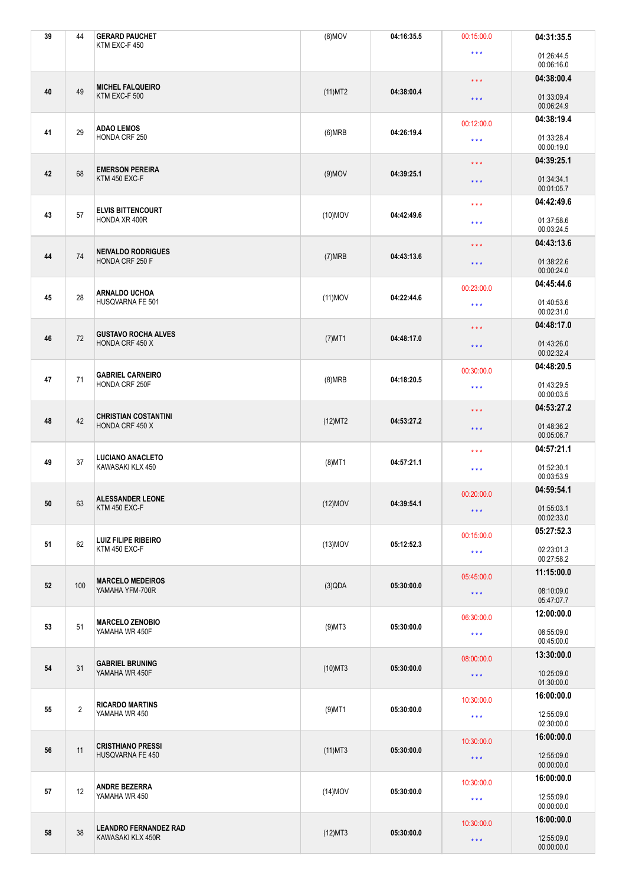| Pos | No | Name / Bike | Class | Time | Penalty | Total |
|---|---|---|---|---|---|---|
| 39 | 44 | **GERARD PAUCHET** KTM EXC-F 450 | (8)MOV | 04:16:35.5 | 00:15:00.0 *** | **04:31:35.5** 01:26:44.5 00:06:16.0 |
| 40 | 49 | **MICHEL FALQUEIRO** KTM EXC-F 500 | (11)MT2 | 04:38:00.4 | *** *** | **04:38:00.4** 01:33:09.4 00:06:24.9 |
| 41 | 29 | **ADAO LEMOS** HONDA CRF 250 | (6)MRB | 04:26:19.4 | 00:12:00.0 *** | **04:38:19.4** 01:33:28.4 00:00:19.0 |
| 42 | 68 | **EMERSON PEREIRA** KTM 450 EXC-F | (9)MOV | 04:39:25.1 | *** *** | **04:39:25.1** 01:34:34.1 00:01:05.7 |
| 43 | 57 | **ELVIS BITTENCOURT** HONDA XR 400R | (10)MOV | 04:42:49.6 | *** *** | **04:42:49.6** 01:37:58.6 00:03:24.5 |
| 44 | 74 | **NEIVALDO RODRIGUES** HONDA CRF 250 F | (7)MRB | 04:43:13.6 | *** *** | **04:43:13.6** 01:38:22.6 00:00:24.0 |
| 45 | 28 | **ARNALDO UCHOA** HUSQVARNA FE 501 | (11)MOV | 04:22:44.6 | 00:23:00.0 *** | **04:45:44.6** 01:40:53.6 00:02:31.0 |
| 46 | 72 | **GUSTAVO ROCHA ALVES** HONDA CRF 450 X | (7)MT1 | 04:48:17.0 | *** *** | **04:48:17.0** 01:43:26.0 00:02:32.4 |
| 47 | 71 | **GABRIEL CARNEIRO** HONDA CRF 250F | (8)MRB | 04:18:20.5 | 00:30:00.0 *** | **04:48:20.5** 01:43:29.5 00:00:03.5 |
| 48 | 42 | **CHRISTIAN COSTANTINI** HONDA CRF 450 X | (12)MT2 | 04:53:27.2 | *** *** | **04:53:27.2** 01:48:36.2 00:05:06.7 |
| 49 | 37 | **LUCIANO ANACLETO** KAWASAKI KLX 450 | (8)MT1 | 04:57:21.1 | *** *** | **04:57:21.1** 01:52:30.1 00:03:53.9 |
| 50 | 63 | **ALESSANDER LEONE** KTM 450 EXC-F | (12)MOV | 04:39:54.1 | 00:20:00.0 *** | **04:59:54.1** 01:55:03.1 00:02:33.0 |
| 51 | 62 | **LUIZ FILIPE RIBEIRO** KTM 450 EXC-F | (13)MOV | 05:12:52.3 | 00:15:00.0 *** | **05:27:52.3** 02:23:01.3 00:27:58.2 |
| 52 | 100 | **MARCELO MEDEIROS** YAMAHA YFM-700R | (3)QDA | 05:30:00.0 | 05:45:00.0 *** | **11:15:00.0** 08:10:09.0 05:47:07.7 |
| 53 | 51 | **MARCELO ZENOBIO** YAMAHA WR 450F | (9)MT3 | 05:30:00.0 | 06:30:00.0 *** | **12:00:00.0** 08:55:09.0 00:45:00.0 |
| 54 | 31 | **GABRIEL BRUNING** YAMAHA WR 450F | (10)MT3 | 05:30:00.0 | 08:00:00.0 *** | **13:30:00.0** 10:25:09.0 01:30:00.0 |
| 55 | 2 | **RICARDO MARTINS** YAMAHA WR 450 | (9)MT1 | 05:30:00.0 | 10:30:00.0 *** | **16:00:00.0** 12:55:09.0 02:30:00.0 |
| 56 | 11 | **CRISTHIANO PRESSI** HUSQVARNA FE 450 | (11)MT3 | 05:30:00.0 | 10:30:00.0 *** | **16:00:00.0** 12:55:09.0 00:00:00.0 |
| 57 | 12 | **ANDRE BEZERRA** YAMAHA WR 450 | (14)MOV | 05:30:00.0 | 10:30:00.0 *** | **16:00:00.0** 12:55:09.0 00:00:00.0 |
| 58 | 38 | **LEANDRO FERNANDEZ RAD** KAWASAKI KLX 450R | (12)MT3 | 05:30:00.0 | 10:30:00.0 *** | **16:00:00.0** 12:55:09.0 00:00:00.0 |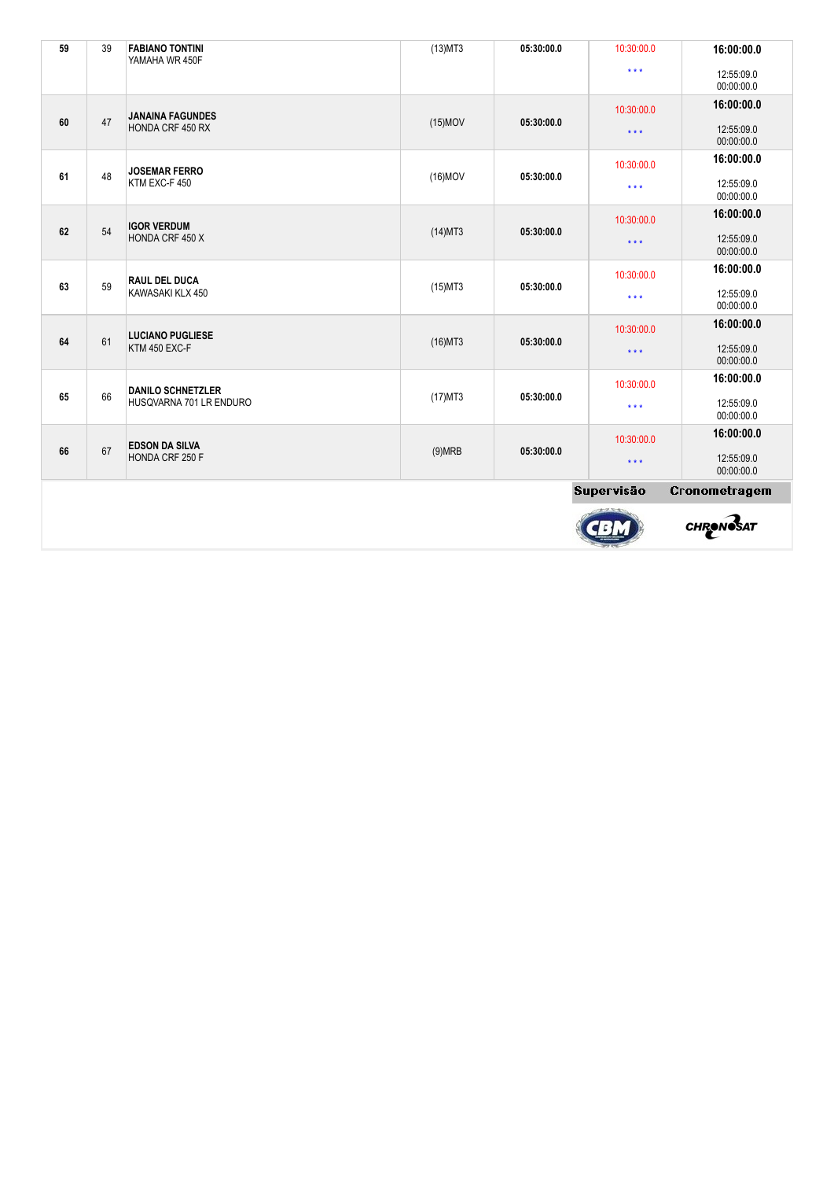| | | | | | | |
|---|---|---|---|---|---|---|
| 59 | 39 | **FABIANO TONTINI**<br>YAMAHA WR 450F | (13)MT3 | **05:30:00.0** | 10:30:00.0<br>* * * | **16:00:00.0**<br>12:55:09.0<br>00:00:00.0 |
| 60 | 47 | **JANAINA FAGUNDES**<br>HONDA CRF 450 RX | (15)MOV | **05:30:00.0** | 10:30:00.0<br>* * * | **16:00:00.0**<br>12:55:09.0<br>00:00:00.0 |
| 61 | 48 | **JOSEMAR FERRO**<br>KTM EXC-F 450 | (16)MOV | **05:30:00.0** | 10:30:00.0<br>* * * | **16:00:00.0**<br>12:55:09.0<br>00:00:00.0 |
| 62 | 54 | **IGOR VERDUM**<br>HONDA CRF 450 X | (14)MT3 | **05:30:00.0** | 10:30:00.0<br>* * * | **16:00:00.0**<br>12:55:09.0<br>00:00:00.0 |
| 63 | 59 | **RAUL DEL DUCA**<br>KAWASAKI KLX 450 | (15)MT3 | **05:30:00.0** | 10:30:00.0<br>* * * | **16:00:00.0**<br>12:55:09.0<br>00:00:00.0 |
| 64 | 61 | **LUCIANO PUGLIESE**<br>KTM 450 EXC-F | (16)MT3 | **05:30:00.0** | 10:30:00.0<br>* * * | **16:00:00.0**<br>12:55:09.0<br>00:00:00.0 |
| 65 | 66 | **DANILO SCHNETZLER**<br>HUSQVARNA 701 LR ENDURO | (17)MT3 | **05:30:00.0** | 10:30:00.0<br>* * * | **16:00:00.0**<br>12:55:09.0<br>00:00:00.0 |
| 66 | 67 | **EDSON DA SILVA**<br>HONDA CRF 250 F | (9)MRB | **05:30:00.0** | 10:30:00.0<br>* * * | **16:00:00.0**<br>12:55:09.0<br>00:00:00.0 |

**Supervisão** CBM

**Cronometragem** CHRONOSAT